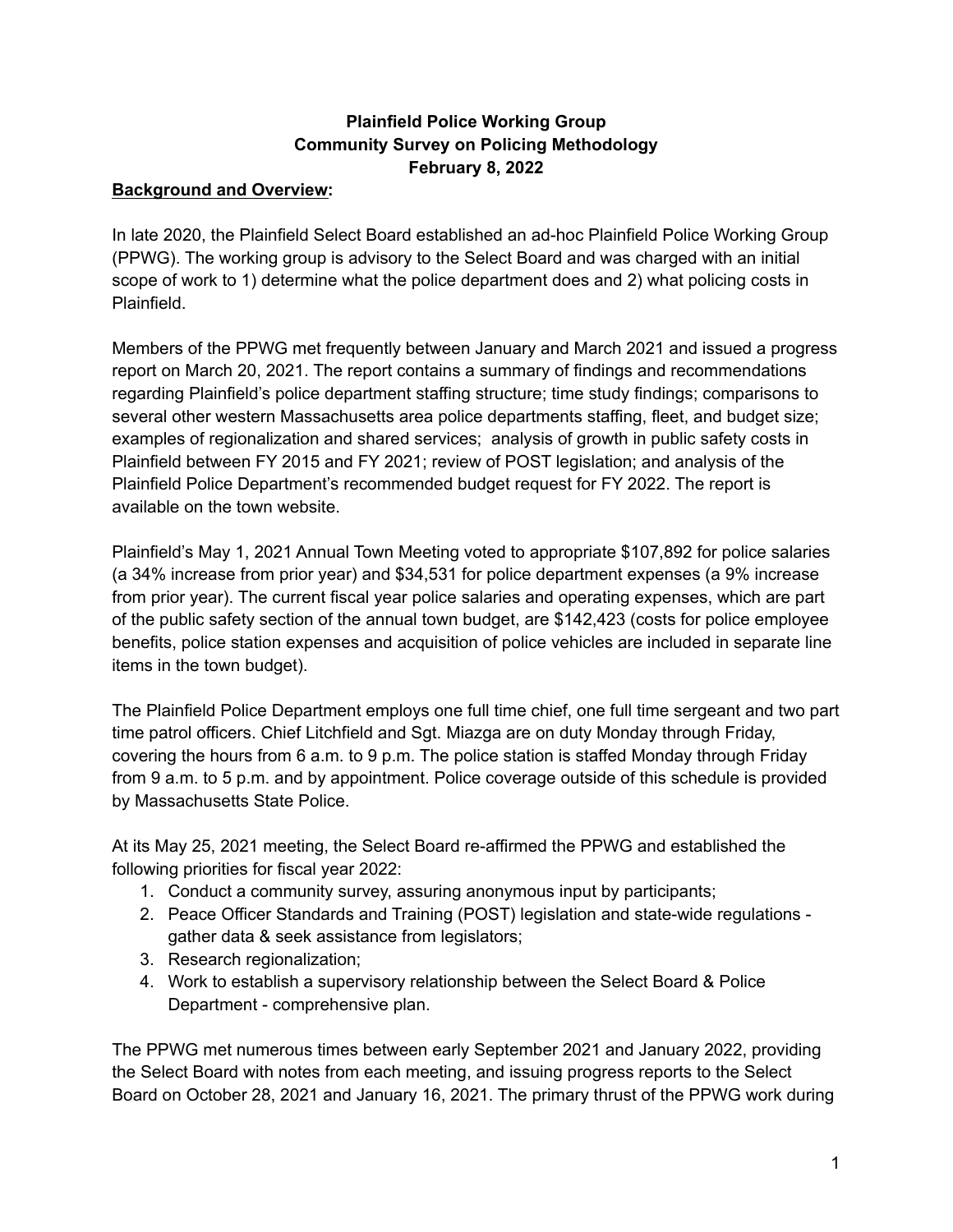**Plainfield Police Working Group**
**Community Survey on Policing Methodology**
**February 8, 2022**

**Background and Overview:**

In late 2020, the Plainfield Select Board established an ad-hoc Plainfield Police Working Group (PPWG). The working group is advisory to the Select Board and was charged with an initial scope of work to 1) determine what the police department does and 2) what policing costs in Plainfield.

Members of the PPWG met frequently between January and March 2021 and issued a progress report on March 20, 2021. The report contains a summary of findings and recommendations regarding Plainfield's police department staffing structure; time study findings; comparisons to several other western Massachusetts area police departments staffing, fleet, and budget size; examples of regionalization and shared services; analysis of growth in public safety costs in Plainfield between FY 2015 and FY 2021; review of POST legislation; and analysis of the Plainfield Police Department's recommended budget request for FY 2022. The report is available on the town website.

Plainfield's May 1, 2021 Annual Town Meeting voted to appropriate $107,892 for police salaries (a 34% increase from prior year) and $34,531 for police department expenses (a 9% increase from prior year). The current fiscal year police salaries and operating expenses, which are part of the public safety section of the annual town budget, are $142,423 (costs for police employee benefits, police station expenses and acquisition of police vehicles are included in separate line items in the town budget).

The Plainfield Police Department employs one full time chief, one full time sergeant and two part time patrol officers. Chief Litchfield and Sgt. Miazga are on duty Monday through Friday, covering the hours from 6 a.m. to 9 p.m. The police station is staffed Monday through Friday from 9 a.m. to 5 p.m. and by appointment. Police coverage outside of this schedule is provided by Massachusetts State Police.

At its May 25, 2021 meeting, the Select Board re-affirmed the PPWG and established the following priorities for fiscal year 2022:

1. Conduct a community survey, assuring anonymous input by participants;
2. Peace Officer Standards and Training (POST) legislation and state-wide regulations - gather data & seek assistance from legislators;
3. Research regionalization;
4. Work to establish a supervisory relationship between the Select Board & Police Department - comprehensive plan.

The PPWG met numerous times between early September 2021 and January 2022, providing the Select Board with notes from each meeting, and issuing progress reports to the Select Board on October 28, 2021 and January 16, 2021. The primary thrust of the PPWG work during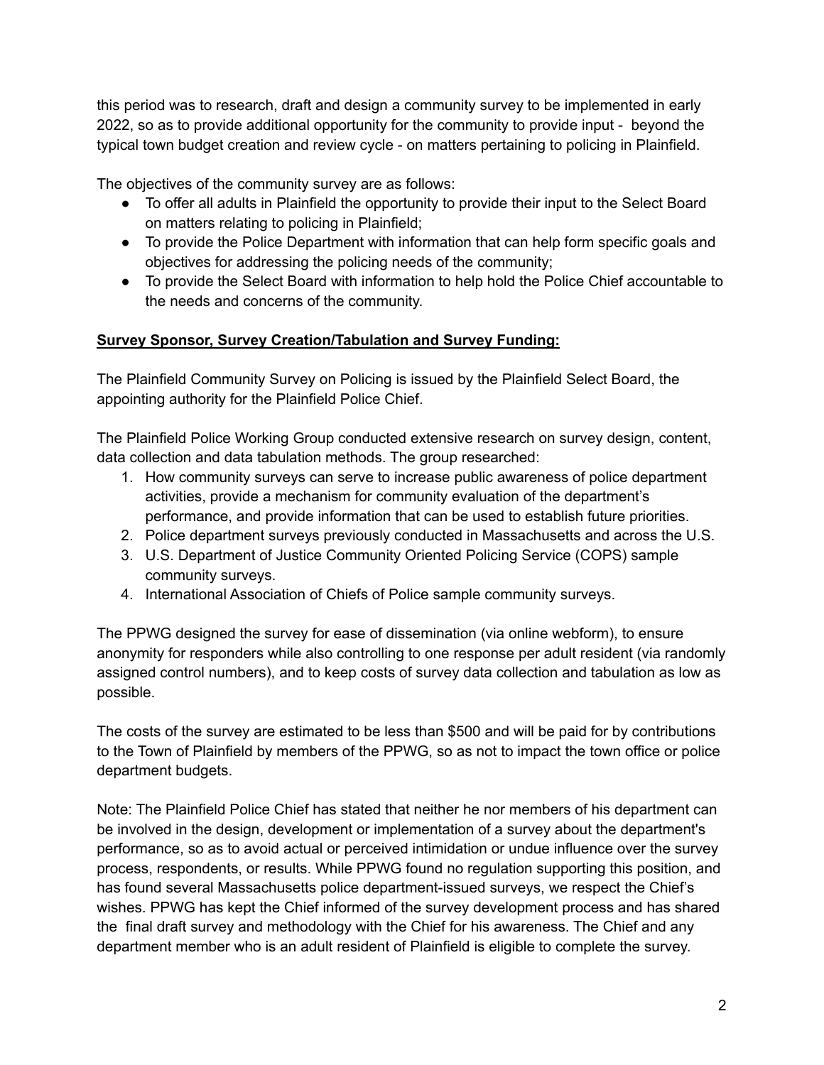this period was to research, draft and design a community survey to be implemented in early 2022, so as to provide additional opportunity for the community to provide input - beyond the typical town budget creation and review cycle - on matters pertaining to policing in Plainfield.

The objectives of the community survey are as follows:

- To offer all adults in Plainfield the opportunity to provide their input to the Select Board on matters relating to policing in Plainfield;
- To provide the Police Department with information that can help form specific goals and objectives for addressing the policing needs of the community;
- To provide the Select Board with information to help hold the Police Chief accountable to the needs and concerns of the community.

**Survey Sponsor, Survey Creation/Tabulation and Survey Funding:**

The Plainfield Community Survey on Policing is issued by the Plainfield Select Board, the appointing authority for the Plainfield Police Chief.

The Plainfield Police Working Group conducted extensive research on survey design, content, data collection and data tabulation methods. The group researched:

1. How community surveys can serve to increase public awareness of police department activities, provide a mechanism for community evaluation of the department's performance, and provide information that can be used to establish future priorities.
2. Police department surveys previously conducted in Massachusetts and across the U.S.
3. U.S. Department of Justice Community Oriented Policing Service (COPS) sample community surveys.
4. International Association of Chiefs of Police sample community surveys.

The PPWG designed the survey for ease of dissemination (via online webform), to ensure anonymity for responders while also controlling to one response per adult resident (via randomly assigned control numbers), and to keep costs of survey data collection and tabulation as low as possible.

The costs of the survey are estimated to be less than $500 and will be paid for by contributions to the Town of Plainfield by members of the PPWG, so as not to impact the town office or police department budgets.

Note: The Plainfield Police Chief has stated that neither he nor members of his department can be involved in the design, development or implementation of a survey about the department's performance, so as to avoid actual or perceived intimidation or undue influence over the survey process, respondents, or results. While PPWG found no regulation supporting this position, and has found several Massachusetts police department-issued surveys, we respect the Chief's wishes. PPWG has kept the Chief informed of the survey development process and has shared the final draft survey and methodology with the Chief for his awareness. The Chief and any department member who is an adult resident of Plainfield is eligible to complete the survey.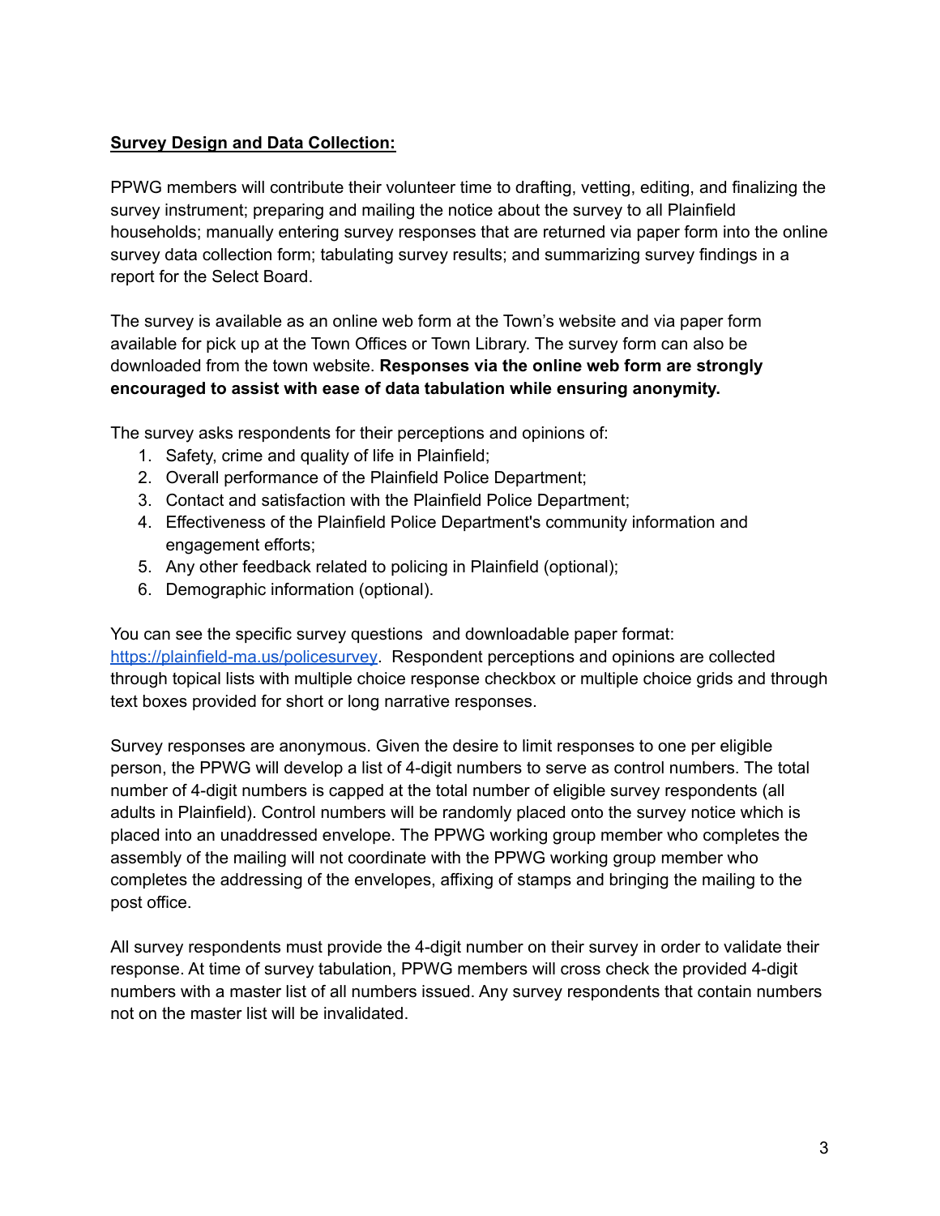**Survey Design and Data Collection:**

PPWG members will contribute their volunteer time to drafting, vetting, editing, and finalizing the survey instrument; preparing and mailing the notice about the survey to all Plainfield households; manually entering survey responses that are returned via paper form into the online survey data collection form; tabulating survey results; and summarizing survey findings in a report for the Select Board.

The survey is available as an online web form at the Town's website and via paper form available for pick up at the Town Offices or Town Library. The survey form can also be downloaded from the town website. **Responses via the online web form are strongly encouraged to assist with ease of data tabulation while ensuring anonymity.**

The survey asks respondents for their perceptions and opinions of:

1. Safety, crime and quality of life in Plainfield;
2. Overall performance of the Plainfield Police Department;
3. Contact and satisfaction with the Plainfield Police Department;
4. Effectiveness of the Plainfield Police Department's community information and engagement efforts;
5. Any other feedback related to policing in Plainfield (optional);
6. Demographic information (optional).

You can see the specific survey questions and downloadable paper format: [https://plainfield-ma.us/policesurvey](https://plainfield-ma.us/policesurvey). Respondent perceptions and opinions are collected through topical lists with multiple choice response checkbox or multiple choice grids and through text boxes provided for short or long narrative responses.

Survey responses are anonymous. Given the desire to limit responses to one per eligible person, the PPWG will develop a list of 4-digit numbers to serve as control numbers. The total number of 4-digit numbers is capped at the total number of eligible survey respondents (all adults in Plainfield). Control numbers will be randomly placed onto the survey notice which is placed into an unaddressed envelope. The PPWG working group member who completes the assembly of the mailing will not coordinate with the PPWG working group member who completes the addressing of the envelopes, affixing of stamps and bringing the mailing to the post office.

All survey respondents must provide the 4-digit number on their survey in order to validate their response. At time of survey tabulation, PPWG members will cross check the provided 4-digit numbers with a master list of all numbers issued. Any survey respondents that contain numbers not on the master list will be invalidated.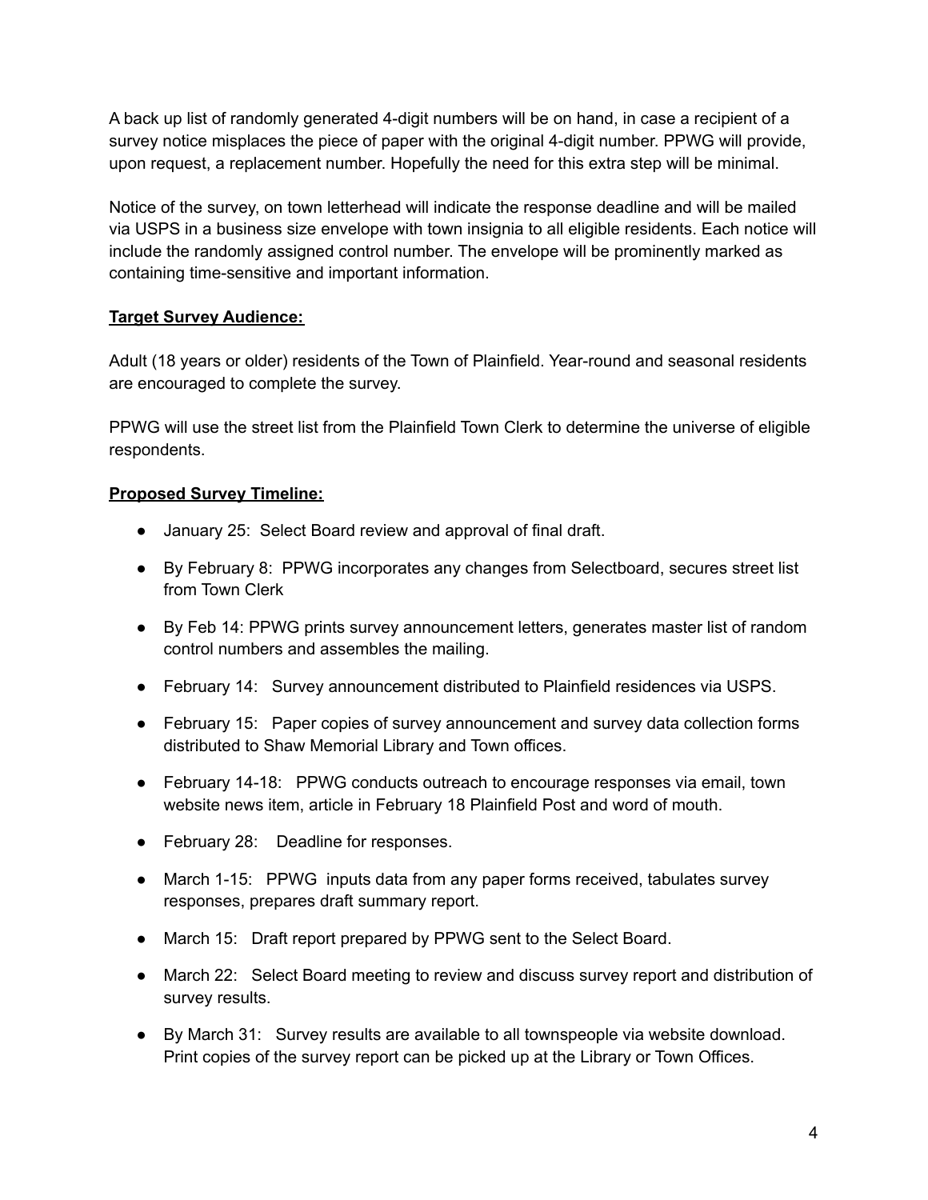A back up list of randomly generated 4-digit numbers will be on hand, in case a recipient of a survey notice misplaces the piece of paper with the original 4-digit number. PPWG will provide, upon request, a replacement number. Hopefully the need for this extra step will be minimal.

Notice of the survey, on town letterhead will indicate the response deadline and will be mailed via USPS in a business size envelope with town insignia to all eligible residents. Each notice will include the randomly assigned control number. The envelope will be prominently marked as containing time-sensitive and important information.

**Target Survey Audience:**

Adult (18 years or older) residents of the Town of Plainfield. Year-round and seasonal residents are encouraged to complete the survey.

PPWG will use the street list from the Plainfield Town Clerk to determine the universe of eligible respondents.

**Proposed Survey Timeline:**

- January 25: Select Board review and approval of final draft.
- By February 8: PPWG incorporates any changes from Selectboard, secures street list from Town Clerk
- By Feb 14: PPWG prints survey announcement letters, generates master list of random control numbers and assembles the mailing.
- February 14: Survey announcement distributed to Plainfield residences via USPS.
- February 15: Paper copies of survey announcement and survey data collection forms distributed to Shaw Memorial Library and Town offices.
- February 14-18: PPWG conducts outreach to encourage responses via email, town website news item, article in February 18 Plainfield Post and word of mouth.
- February 28: Deadline for responses.
- March 1-15: PPWG inputs data from any paper forms received, tabulates survey responses, prepares draft summary report.
- March 15: Draft report prepared by PPWG sent to the Select Board.
- March 22: Select Board meeting to review and discuss survey report and distribution of survey results.
- By March 31: Survey results are available to all townspeople via website download. Print copies of the survey report can be picked up at the Library or Town Offices.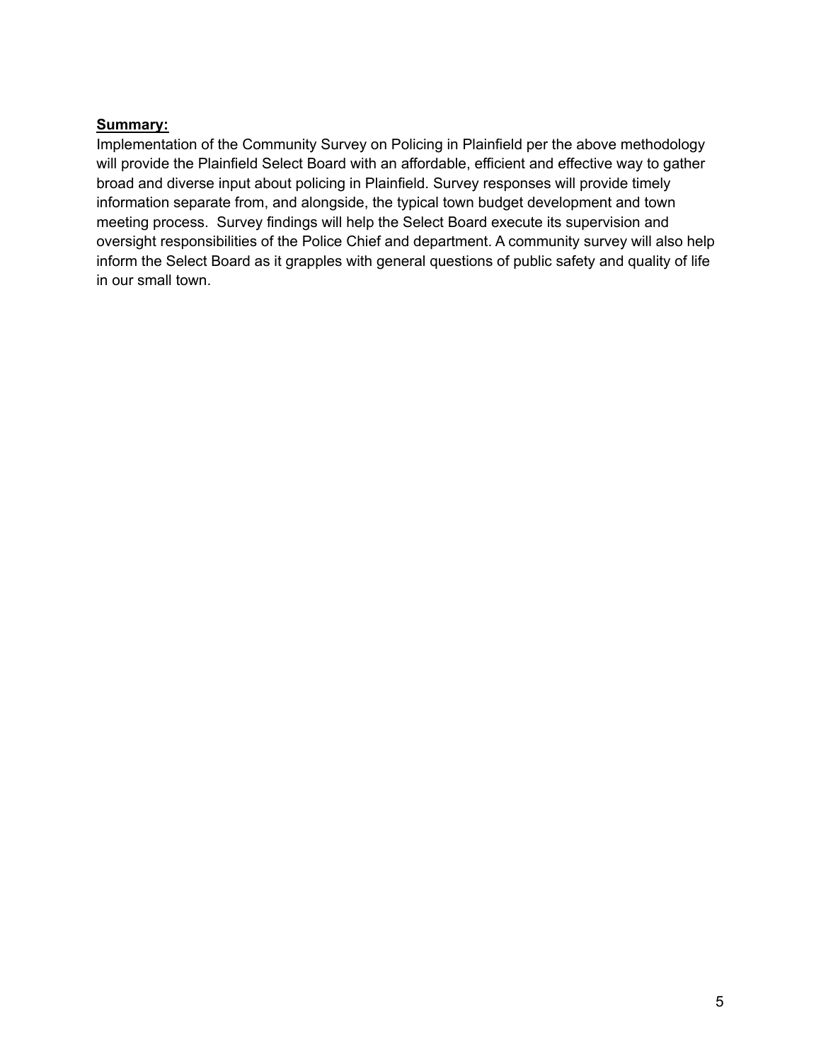**Summary:**

Implementation of the Community Survey on Policing in Plainfield per the above methodology will provide the Plainfield Select Board with an affordable, efficient and effective way to gather broad and diverse input about policing in Plainfield. Survey responses will provide timely information separate from, and alongside, the typical town budget development and town meeting process. Survey findings will help the Select Board execute its supervision and oversight responsibilities of the Police Chief and department. A community survey will also help inform the Select Board as it grapples with general questions of public safety and quality of life in our small town.